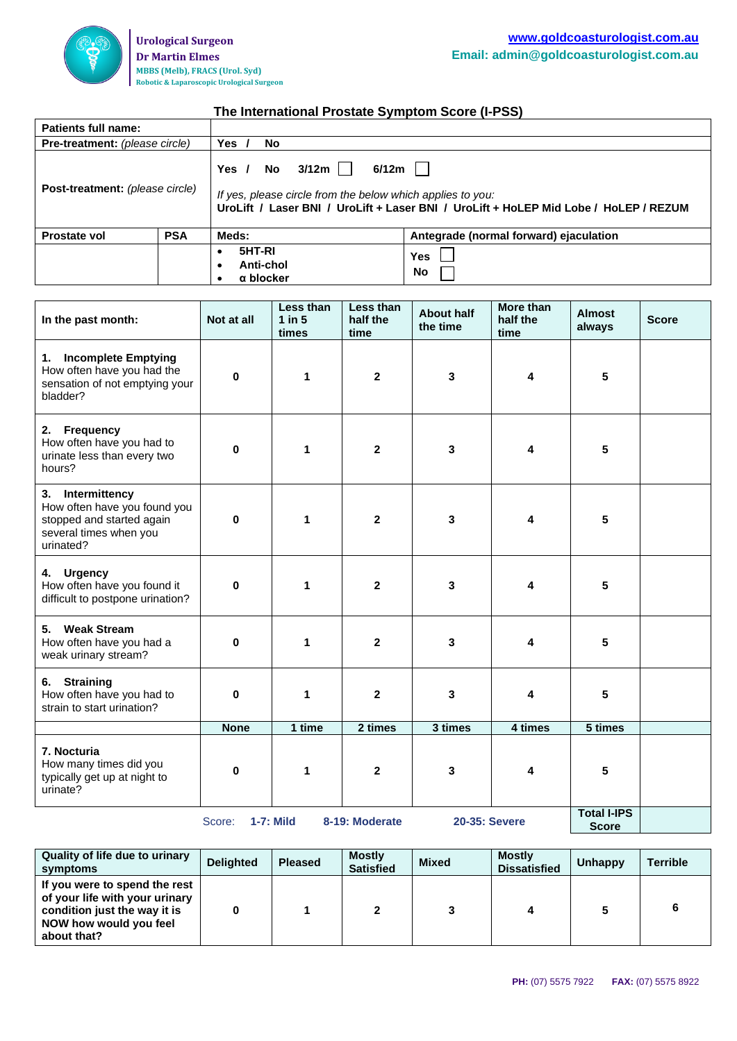**Urological Surgeon**
**Dr Martin Elmes**
**MBBS (Melb), FRACS (Urol. Syd)**
**Robotic & Laparoscopic Urological Surgeon**

www.goldcoasturologist.com.au
Email: admin@goldcoasturologist.com.au

## The International Prostate Symptom Score (I-PSS)

| **Patients full name:** | | | |
|---|---|---|---|
| **Pre-treatment:** *(please circle)* | | **Yes / No** | |
| **Post-treatment:** *(please circle)* | | **Yes / No 3/12m ☐ 6/12m ☐** *If yes, please circle from the below which applies to you:* **UroLift / Laser BNI / UroLift + Laser BNI / UroLift + HoLEP Mid Lobe / HoLEP / REZUM** | |
| **Prostate vol** | **PSA** | **Meds:** | **Antegrade (normal forward) ejaculation** |
| | | • **5HT-RI** • **Anti-chol** • **α blocker** | **Yes** ☐ **No** ☐ |

| In the past month: | Not at all | Less than 1 in 5 times | Less than half the time | About half the time | More than half the time | Almost always | Score |
|---|---|---|---|---|---|---|---|
| **1. Incomplete Emptying** How often have you had the sensation of not emptying your bladder? | 0 | 1 | 2 | 3 | 4 | 5 | |
| **2. Frequency** How often have you had to urinate less than every two hours? | 0 | 1 | 2 | 3 | 4 | 5 | |
| **3. Intermittency** How often have you found you stopped and started again several times when you urinated? | 0 | 1 | 2 | 3 | 4 | 5 | |
| **4. Urgency** How often have you found it difficult to postpone urination? | 0 | 1 | 2 | 3 | 4 | 5 | |
| **5. Weak Stream** How often have you had a weak urinary stream? | 0 | 1 | 2 | 3 | 4 | 5 | |
| **6. Straining** How often have you had to strain to start urination? | 0 | 1 | 2 | 3 | 4 | 5 | |
| | **None** | **1 time** | **2 times** | **3 times** | **4 times** | **5 times** | |
| **7. Nocturia** How many times did you typically get up at night to urinate? | 0 | 1 | 2 | 3 | 4 | 5 | |
| Score: **1-7: Mild** **8-19: Moderate** **20-35: Severe** | | | | | | **Total I-IPS Score** | |

| Quality of life due to urinary symptoms | Delighted | Pleased | Mostly Satisfied | Mixed | Mostly Dissatisfied | Unhappy | Terrible |
|---|---|---|---|---|---|---|---|
| **If you were to spend the rest of your life with your urinary condition just the way it is NOW how would you feel about that?** | 0 | 1 | 2 | 3 | 4 | 5 | 6 |

**PH:** (07) 5575 7922 **FAX:** (07) 5575 8922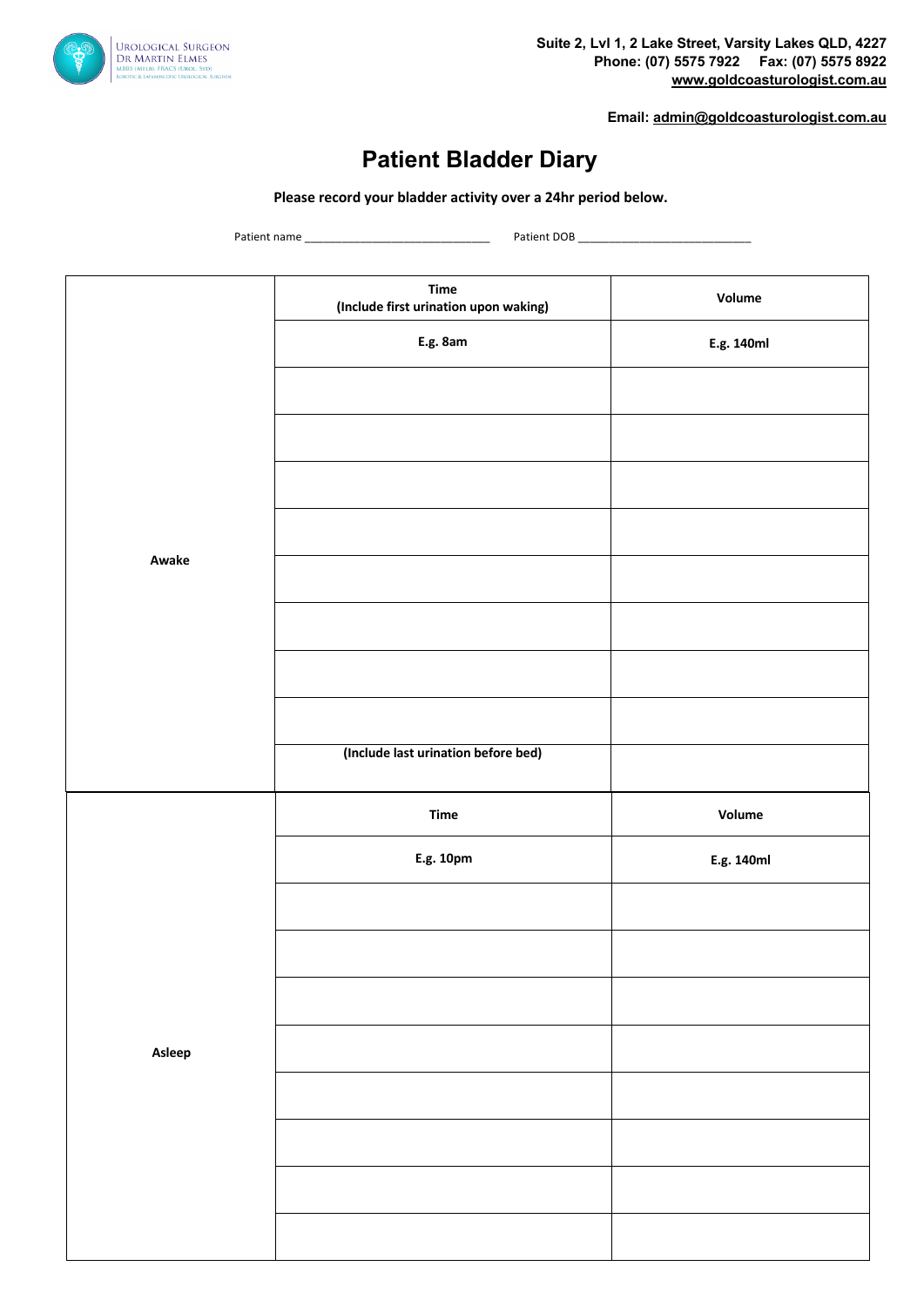Urological Surgeon
Dr Martin Elmes
MBBS (Melb) FRACS (Urol, Syd)
Robotic & Laparoscopic Urological Surgeon

**Suite 2, Lvl 1, 2 Lake Street, Varsity Lakes QLD, 4227**
**Phone: (07) 5575 7922 Fax: (07) 5575 8922**
**www.goldcoasturologist.com.au**

**Email: admin@goldcoasturologist.com.au**

# Patient Bladder Diary

**Please record your bladder activity over a 24hr period below.**

Patient name ______________________________ Patient DOB ____________________________

| | | |
|---|---|---|
| **Awake** | **Time (Include first urination upon waking)** | **Volume** |
| | **E.g. 8am** | **E.g. 140ml** |
| | | |
| | | |
| | | |
| | | |
| | | |
| | | |
| | | |
| | | |
| | **(Include last urination before bed)** | |
| **Asleep** | **Time** | **Volume** |
| | **E.g. 10pm** | **E.g. 140ml** |
| | | |
| | | |
| | | |
| | | |
| | | |
| | | |
| | | |
| | | |